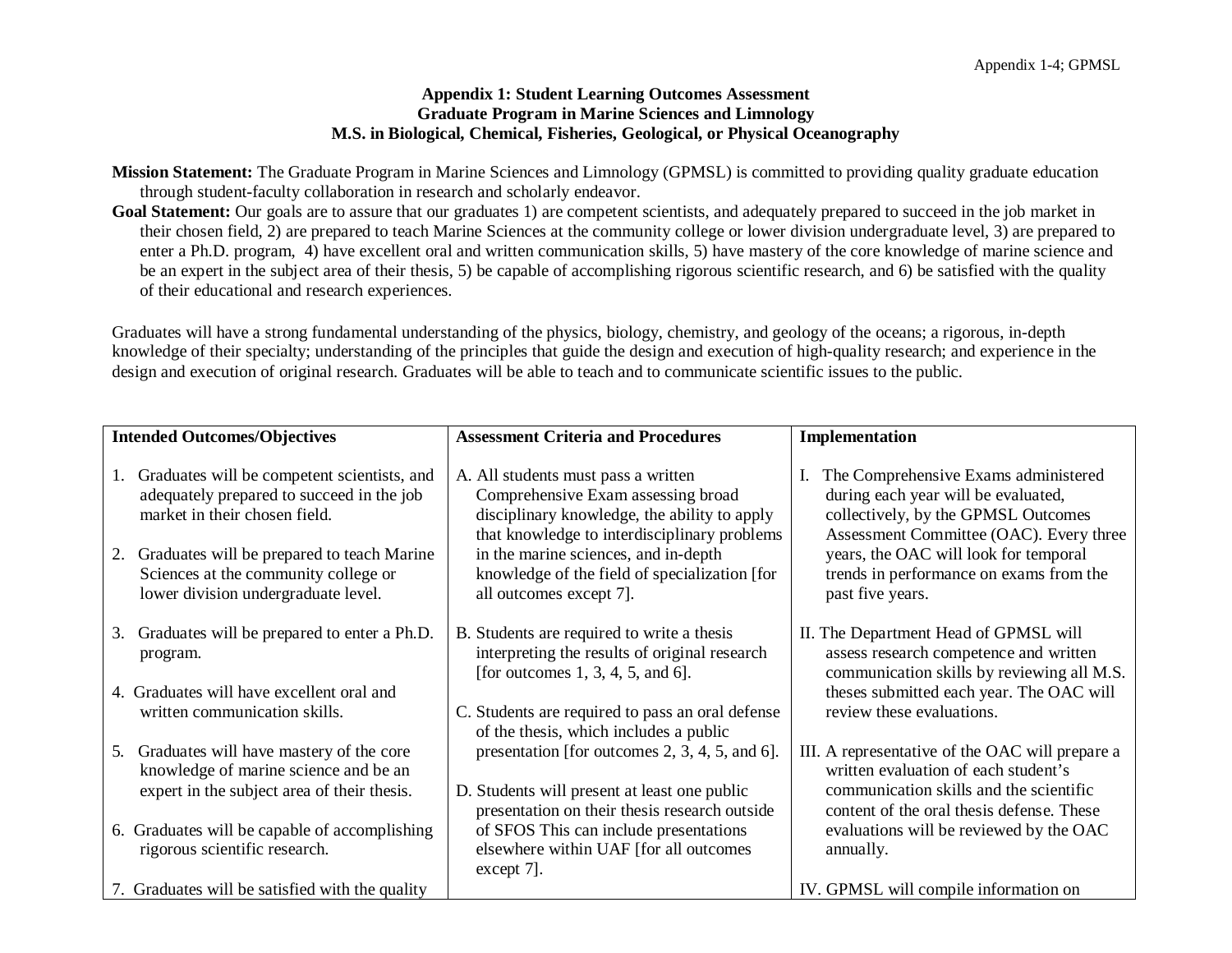# Appendix 1: Student Learning Outcomes Assessment
## Graduate Program in Marine Sciences and Limnology
## M.S. in Biological, Chemical, Fisheries, Geological, or Physical Oceanography

**Mission Statement:** The Graduate Program in Marine Sciences and Limnology (GPMSL) is committed to providing quality graduate education through student-faculty collaboration in research and scholarly endeavor.

**Goal Statement:** Our goals are to assure that our graduates 1) are competent scientists, and adequately prepared to succeed in the job market in their chosen field, 2) are prepared to teach Marine Sciences at the community college or lower division undergraduate level, 3) are prepared to enter a Ph.D. program, 4) have excellent oral and written communication skills, 5) have mastery of the core knowledge of marine science and be an expert in the subject area of their thesis, 5) be capable of accomplishing rigorous scientific research, and 6) be satisfied with the quality of their educational and research experiences.

Graduates will have a strong fundamental understanding of the physics, biology, chemistry, and geology of the oceans; a rigorous, in-depth knowledge of their specialty; understanding of the principles that guide the design and execution of high-quality research; and experience in the design and execution of original research. Graduates will be able to teach and to communicate scientific issues to the public.

| Intended Outcomes/Objectives | Assessment Criteria and Procedures | Implementation |
|---|---|---|
| 1. Graduates will be competent scientists, and adequately prepared to succeed in the job market in their chosen field.<br><br>2. Graduates will be prepared to teach Marine Sciences at the community college or lower division undergraduate level. | A. All students must pass a written Comprehensive Exam assessing broad disciplinary knowledge, the ability to apply that knowledge to interdisciplinary problems in the marine sciences, and in-depth knowledge of the field of specialization [for all outcomes except 7]. | I. The Comprehensive Exams administered during each year will be evaluated, collectively, by the GPMSL Outcomes Assessment Committee (OAC). Every three years, the OAC will look for temporal trends in performance on exams from the past five years. |
| 3. Graduates will be prepared to enter a Ph.D. program.<br><br>4. Graduates will have excellent oral and written communication skills. | B. Students are required to write a thesis interpreting the results of original research [for outcomes 1, 3, 4, 5, and 6].<br><br>C. Students are required to pass an oral defense of the thesis, which includes a public presentation [for outcomes 2, 3, 4, 5, and 6]. | II. The Department Head of GPMSL will assess research competence and written communication skills by reviewing all M.S. theses submitted each year. The OAC will review these evaluations. |
| 5. Graduates will have mastery of the core knowledge of marine science and be an expert in the subject area of their thesis.<br><br>6. Graduates will be capable of accomplishing rigorous scientific research. | D. Students will present at least one public presentation on their thesis research outside of SFOS This can include presentations elsewhere within UAF [for all outcomes except 7]. | III. A representative of the OAC will prepare a written evaluation of each student's communication skills and the scientific content of the oral thesis defense. These evaluations will be reviewed by the OAC annually. |
| 7. Graduates will be satisfied with the quality | | IV. GPMSL will compile information on |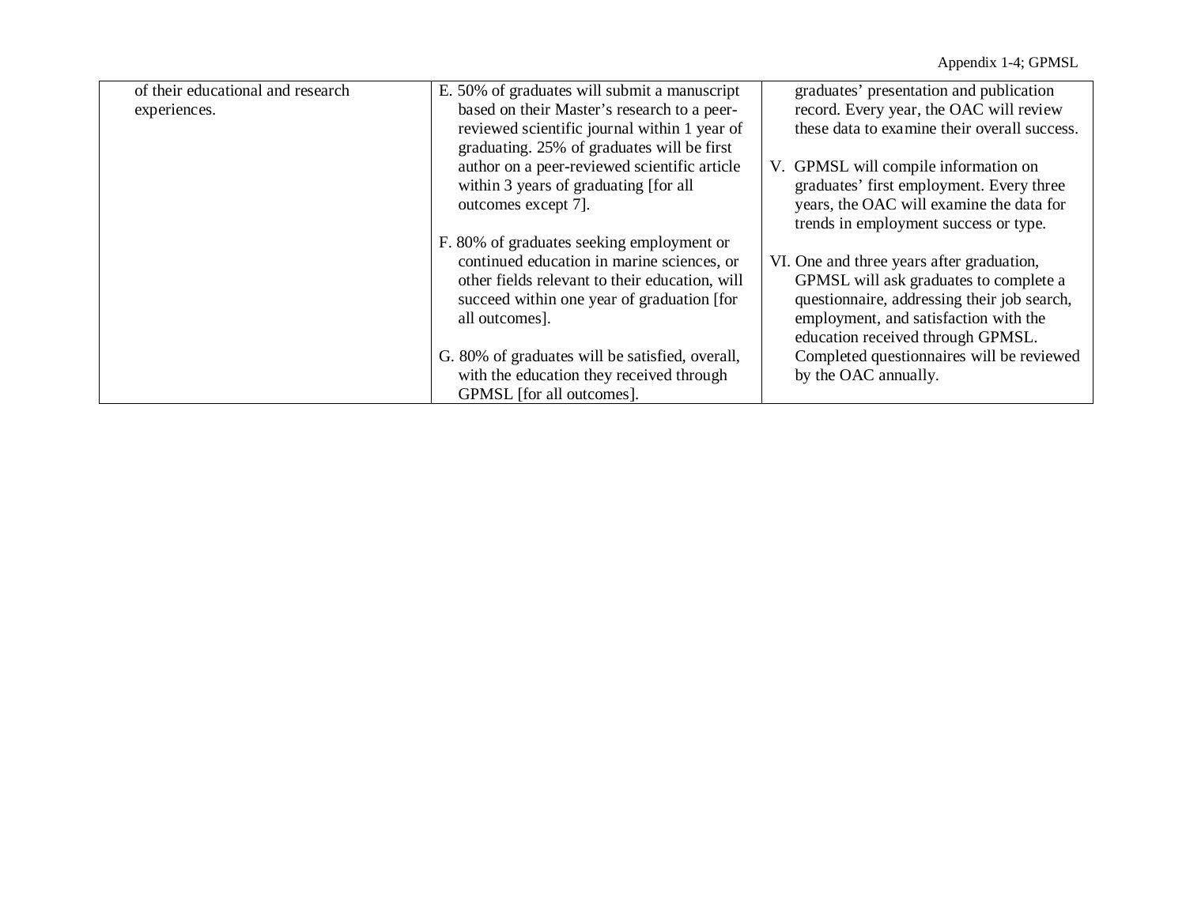| | | |
|---|---|---|
| of their educational and research experiences. | E. 50% of graduates will submit a manuscript based on their Master's research to a peer-reviewed scientific journal within 1 year of graduating. 25% of graduates will be first author on a peer-reviewed scientific article within 3 years of graduating [for all outcomes except 7].<br><br>F. 80% of graduates seeking employment or continued education in marine sciences, or other fields relevant to their education, will succeed within one year of graduation [for all outcomes].<br><br>G. 80% of graduates will be satisfied, overall, with the education they received through GPMSL [for all outcomes]. | graduates' presentation and publication record. Every year, the OAC will review these data to examine their overall success.<br><br>V. GPMSL will compile information on graduates' first employment. Every three years, the OAC will examine the data for trends in employment success or type.<br><br>VI. One and three years after graduation, GPMSL will ask graduates to complete a questionnaire, addressing their job search, employment, and satisfaction with the education received through GPMSL. Completed questionnaires will be reviewed by the OAC annually. |